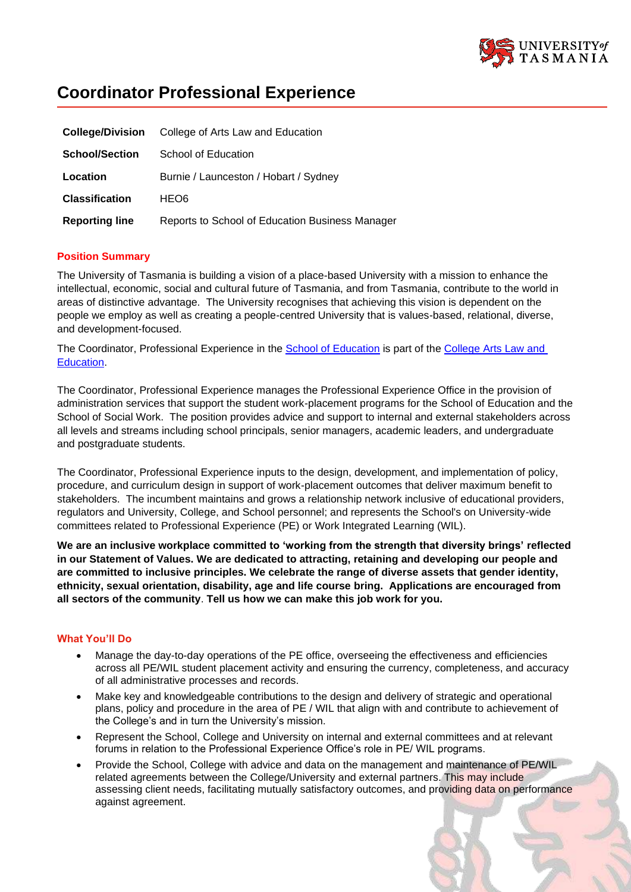# Coordinator Professional Experience

| | |
|---|---|
| **College/Division** | College of Arts Law and Education |
| **School/Section** | School of Education |
| **Location** | Burnie / Launceston / Hobart / Sydney |
| **Classification** | HEO6 |
| **Reporting line** | Reports to School of Education Business Manager |

## Position Summary

The University of Tasmania is building a vision of a place-based University with a mission to enhance the intellectual, economic, social and cultural future of Tasmania, and from Tasmania, contribute to the world in areas of distinctive advantage. The University recognises that achieving this vision is dependent on the people we employ as well as creating a people-centred University that is values-based, relational, diverse, and development-focused.

The Coordinator, Professional Experience in the School of Education is part of the College Arts Law and Education.

The Coordinator, Professional Experience manages the Professional Experience Office in the provision of administration services that support the student work-placement programs for the School of Education and the School of Social Work. The position provides advice and support to internal and external stakeholders across all levels and streams including school principals, senior managers, academic leaders, and undergraduate and postgraduate students.

The Coordinator, Professional Experience inputs to the design, development, and implementation of policy, procedure, and curriculum design in support of work-placement outcomes that deliver maximum benefit to stakeholders. The incumbent maintains and grows a relationship network inclusive of educational providers, regulators and University, College, and School personnel; and represents the School's on University-wide committees related to Professional Experience (PE) or Work Integrated Learning (WIL).

**We are an inclusive workplace committed to 'working from the strength that diversity brings' reflected in our Statement of Values. We are dedicated to attracting, retaining and developing our people and are committed to inclusive principles. We celebrate the range of diverse assets that gender identity, ethnicity, sexual orientation, disability, age and life course bring. Applications are encouraged from all sectors of the community**. **Tell us how we can make this job work for you.**

## What You'll Do

- Manage the day-to-day operations of the PE office, overseeing the effectiveness and efficiencies across all PE/WIL student placement activity and ensuring the currency, completeness, and accuracy of all administrative processes and records.
- Make key and knowledgeable contributions to the design and delivery of strategic and operational plans, policy and procedure in the area of PE / WIL that align with and contribute to achievement of the College's and in turn the University's mission.
- Represent the School, College and University on internal and external committees and at relevant forums in relation to the Professional Experience Office's role in PE/ WIL programs.
- Provide the School, College with advice and data on the management and maintenance of PE/WIL related agreements between the College/University and external partners. This may include assessing client needs, facilitating mutually satisfactory outcomes, and providing data on performance against agreement.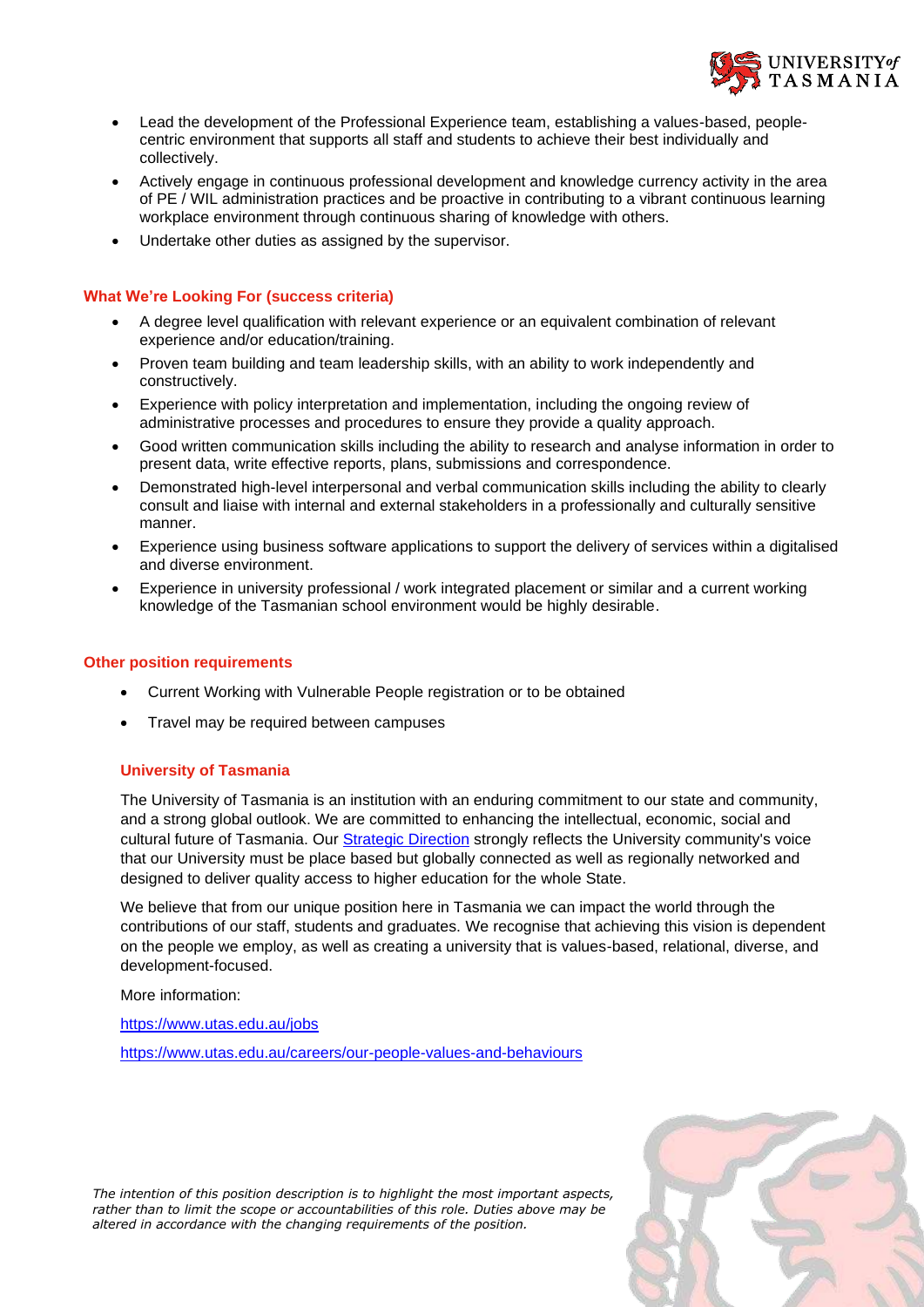- Lead the development of the Professional Experience team, establishing a values-based, people-centric environment that supports all staff and students to achieve their best individually and collectively.
- Actively engage in continuous professional development and knowledge currency activity in the area of PE / WIL administration practices and be proactive in contributing to a vibrant continuous learning workplace environment through continuous sharing of knowledge with others.
- Undertake other duties as assigned by the supervisor.

### What We're Looking For (success criteria)

- A degree level qualification with relevant experience or an equivalent combination of relevant experience and/or education/training.
- Proven team building and team leadership skills, with an ability to work independently and constructively.
- Experience with policy interpretation and implementation, including the ongoing review of administrative processes and procedures to ensure they provide a quality approach.
- Good written communication skills including the ability to research and analyse information in order to present data, write effective reports, plans, submissions and correspondence.
- Demonstrated high-level interpersonal and verbal communication skills including the ability to clearly consult and liaise with internal and external stakeholders in a professionally and culturally sensitive manner.
- Experience using business software applications to support the delivery of services within a digitalised and diverse environment.
- Experience in university professional / work integrated placement or similar and a current working knowledge of the Tasmanian school environment would be highly desirable.

### Other position requirements

- Current Working with Vulnerable People registration or to be obtained
- Travel may be required between campuses

### University of Tasmania

The University of Tasmania is an institution with an enduring commitment to our state and community, and a strong global outlook. We are committed to enhancing the intellectual, economic, social and cultural future of Tasmania. Our [Strategic Direction] strongly reflects the University community's voice that our University must be place based but globally connected as well as regionally networked and designed to deliver quality access to higher education for the whole State.

We believe that from our unique position here in Tasmania we can impact the world through the contributions of our staff, students and graduates. We recognise that achieving this vision is dependent on the people we employ, as well as creating a university that is values-based, relational, diverse, and development-focused.

More information:

https://www.utas.edu.au/jobs

https://www.utas.edu.au/careers/our-people-values-and-behaviours

*The intention of this position description is to highlight the most important aspects, rather than to limit the scope or accountabilities of this role. Duties above may be altered in accordance with the changing requirements of the position.*